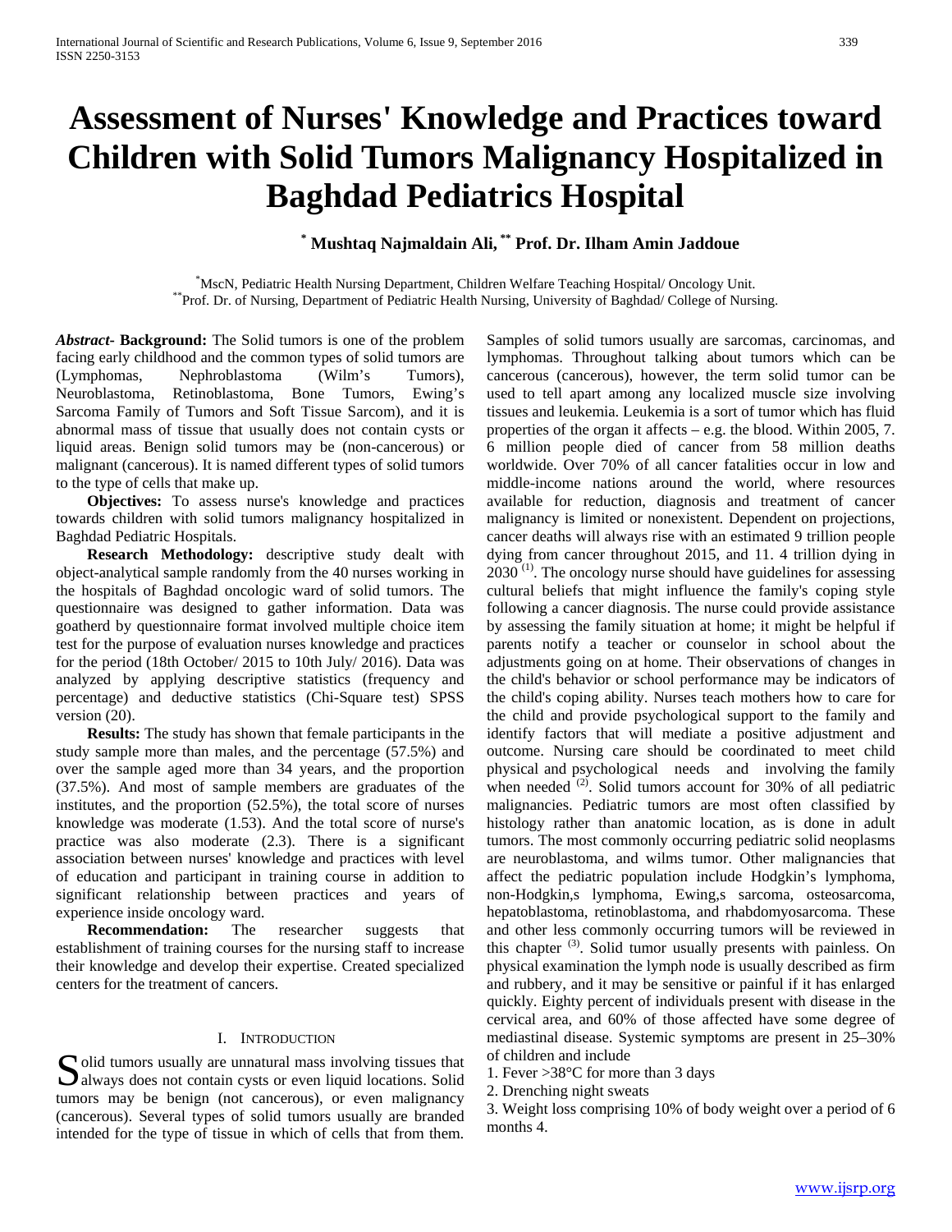# Assessment of Nurses' Knowledge and Practices toward Children with Solid Tumors Malignancy Hospitalized in Baghdad Pediatrics Hospital

**[*] Mushtaq Najmaldain Ali, [**] Prof. Dr. Ilham Amin Jaddoue**

[*] MscN, Pediatric Health Nursing Department, Children Welfare Teaching Hospital/ Oncology Unit.
[**] Prof. Dr. of Nursing, Department of Pediatric Health Nursing, University of Baghdad/ College of Nursing.

***Abstract*- Background:** The Solid tumors is one of the problem facing early childhood and the common types of solid tumors are (Lymphomas, Nephroblastoma (Wilm's Tumors), Neuroblastoma, Retinoblastoma, Bone Tumors, Ewing's Sarcoma Family of Tumors and Soft Tissue Sarcom), and it is abnormal mass of tissue that usually does not contain cysts or liquid areas. Benign solid tumors may be (non-cancerous) or malignant (cancerous). It is named different types of solid tumors to the type of cells that make up.

**Objectives:** To assess nurse's knowledge and practices towards children with solid tumors malignancy hospitalized in Baghdad Pediatric Hospitals.

**Research Methodology:** descriptive study dealt with object-analytical sample randomly from the 40 nurses working in the hospitals of Baghdad oncologic ward of solid tumors. The questionnaire was designed to gather information. Data was goatherd by questionnaire format involved multiple choice item test for the purpose of evaluation nurses knowledge and practices for the period (18th October/ 2015 to 10th July/ 2016). Data was analyzed by applying descriptive statistics (frequency and percentage) and deductive statistics (Chi-Square test) SPSS version (20).

**Results:** The study has shown that female participants in the study sample more than males, and the percentage (57.5%) and over the sample aged more than 34 years, and the proportion (37.5%). And most of sample members are graduates of the institutes, and the proportion (52.5%), the total score of nurses knowledge was moderate (1.53). And the total score of nurse's practice was also moderate (2.3). There is a significant association between nurses' knowledge and practices with level of education and participant in training course in addition to significant relationship between practices and years of experience inside oncology ward.

**Recommendation:** The researcher suggests that establishment of training courses for the nursing staff to increase their knowledge and develop their expertise. Created specialized centers for the treatment of cancers.

## I. Introduction

Solid tumors usually are unnatural mass involving tissues that always does not contain cysts or even liquid locations. Solid tumors may be benign (not cancerous), or even malignancy (cancerous). Several types of solid tumors usually are branded intended for the type of tissue in which of cells that from them. Samples of solid tumors usually are sarcomas, carcinomas, and lymphomas. Throughout talking about tumors which can be cancerous (cancerous), however, the term solid tumor can be used to tell apart among any localized muscle size involving tissues and leukemia. Leukemia is a sort of tumor which has fluid properties of the organ it affects – e.g. the blood. Within 2005, 7. 6 million people died of cancer from 58 million deaths worldwide. Over 70% of all cancer fatalities occur in low and middle-income nations around the world, where resources available for reduction, diagnosis and treatment of cancer malignancy is limited or nonexistent. Dependent on projections, cancer deaths will always rise with an estimated 9 trillion people dying from cancer throughout 2015, and 11. 4 trillion dying in 2030 [(1)]. The oncology nurse should have guidelines for assessing cultural beliefs that might influence the family's coping style following a cancer diagnosis. The nurse could provide assistance by assessing the family situation at home; it might be helpful if parents notify a teacher or counselor in school about the adjustments going on at home. Their observations of changes in the child's behavior or school performance may be indicators of the child's coping ability. Nurses teach mothers how to care for the child and provide psychological support to the family and identify factors that will mediate a positive adjustment and outcome. Nursing care should be coordinated to meet child physical and psychological needs and involving the family when needed [(2)]. Solid tumors account for 30% of all pediatric malignancies. Pediatric tumors are most often classified by histology rather than anatomic location, as is done in adult tumors. The most commonly occurring pediatric solid neoplasms are neuroblastoma, and wilms tumor. Other malignancies that affect the pediatric population include Hodgkin's lymphoma, non-Hodgkin,s lymphoma, Ewing,s sarcoma, osteosarcoma, hepatoblastoma, retinoblastoma, and rhabdomyosarcoma. These and other less commonly occurring tumors will be reviewed in this chapter [(3)]. Solid tumor usually presents with painless. On physical examination the lymph node is usually described as firm and rubbery, and it may be sensitive or painful if it has enlarged quickly. Eighty percent of individuals present with disease in the cervical area, and 60% of those affected have some degree of mediastinal disease. Systemic symptoms are present in 25–30% of children and include

1. Fever >38°C for more than 3 days
2. Drenching night sweats
3. Weight loss comprising 10% of body weight over a period of 6 months 4.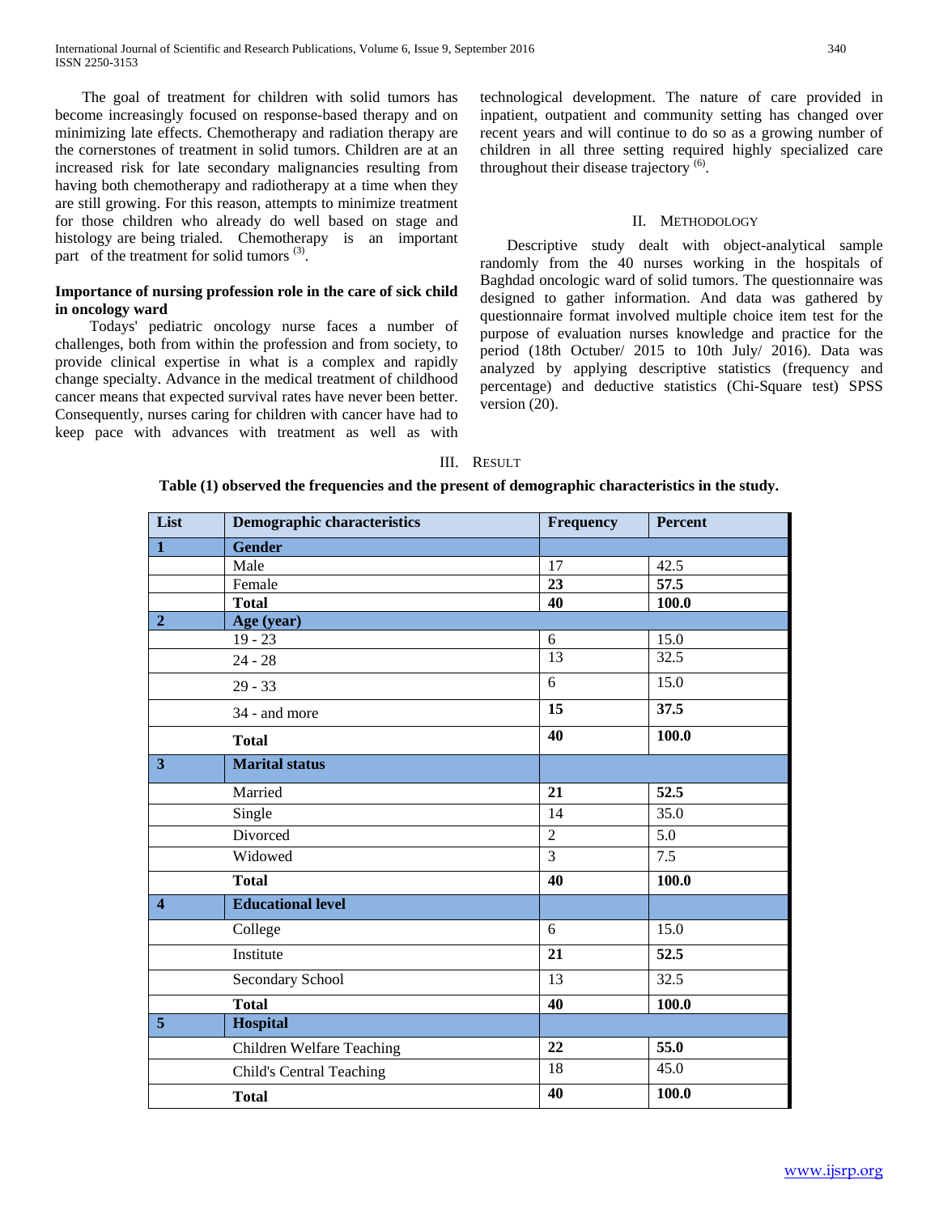The goal of treatment for children with solid tumors has become increasingly focused on response-based therapy and on minimizing late effects. Chemotherapy and radiation therapy are the cornerstones of treatment in solid tumors. Children are at an increased risk for late secondary malignancies resulting from having both chemotherapy and radiotherapy at a time when they are still growing. For this reason, attempts to minimize treatment for those children who already do well based on stage and histology are being trialed. Chemotherapy is an important part of the treatment for solid tumors [3].

**Importance of nursing profession role in the care of sick child in oncology ward**

Todays' pediatric oncology nurse faces a number of challenges, both from within the profession and from society, to provide clinical expertise in what is a complex and rapidly change specialty. Advance in the medical treatment of childhood cancer means that expected survival rates have never been better. Consequently, nurses caring for children with cancer have had to keep pace with advances with treatment as well as with technological development. The nature of care provided in inpatient, outpatient and community setting has changed over recent years and will continue to do so as a growing number of children in all three setting required highly specialized care throughout their disease trajectory [6].

## II. Methodology

Descriptive study dealt with object-analytical sample randomly from the 40 nurses working in the hospitals of Baghdad oncologic ward of solid tumors. The questionnaire was designed to gather information. And data was gathered by questionnaire format involved multiple choice item test for the purpose of evaluation nurses knowledge and practice for the period (18th Octuber/ 2015 to 10th July/ 2016). Data was analyzed by applying descriptive statistics (frequency and percentage) and deductive statistics (Chi-Square test) SPSS version (20).

## III. Result

**Table (1) observed the frequencies and the present of demographic characteristics in the study.**

| List | Demographic characteristics | Frequency | Percent |
|---|---|---|---|
| **1** | **Gender** | | |
| | Male | 17 | 42.5 |
| | Female | **23** | **57.5** |
| | **Total** | **40** | **100.0** |
| **2** | **Age (year)** | | |
| | 19 - 23 | 6 | 15.0 |
| | 24 - 28 | 13 | 32.5 |
| | 29 - 33 | 6 | 15.0 |
| | 34 - and more | **15** | **37.5** |
| | **Total** | **40** | **100.0** |
| **3** | **Marital status** | | |
| | Married | **21** | **52.5** |
| | Single | 14 | 35.0 |
| | Divorced | 2 | 5.0 |
| | Widowed | 3 | 7.5 |
| | **Total** | **40** | **100.0** |
| **4** | **Educational level** | | |
| | College | 6 | 15.0 |
| | Institute | **21** | **52.5** |
| | Secondary School | 13 | 32.5 |
| | **Total** | **40** | **100.0** |
| **5** | **Hospital** | | |
| | Children Welfare Teaching | **22** | **55.0** |
| | Child's Central Teaching | 18 | 45.0 |
| | **Total** | **40** | **100.0** |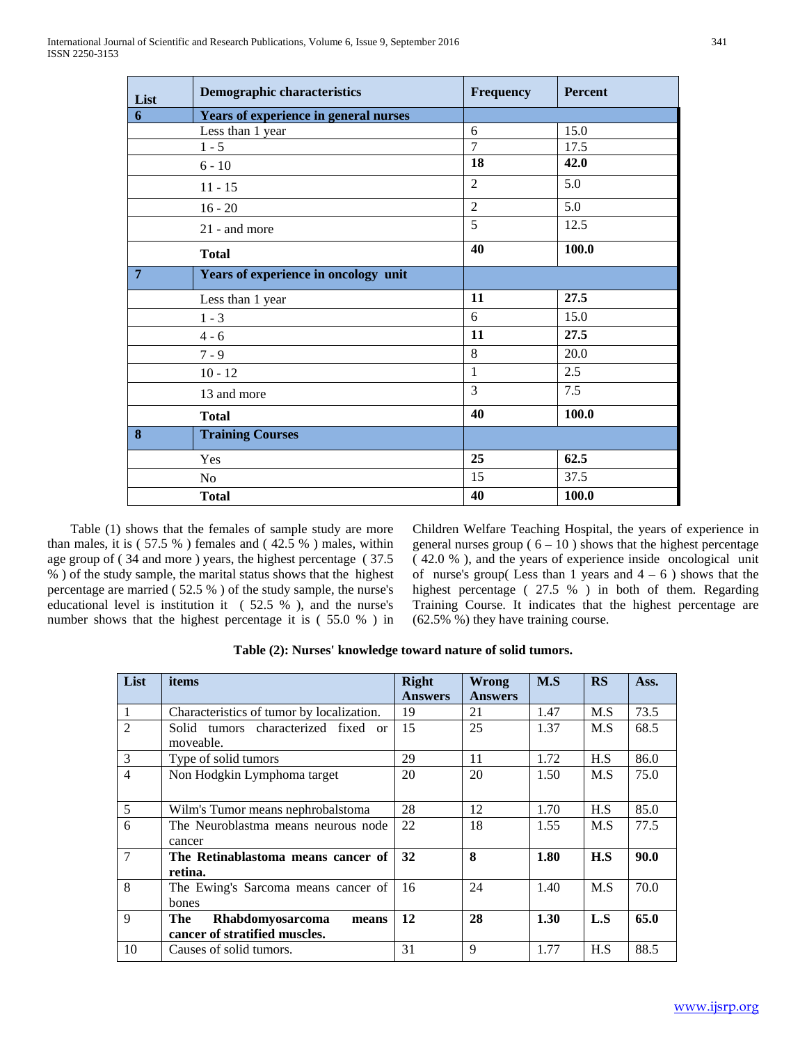| List | Demographic characteristics | Frequency | Percent |
|---|---|---|---|
| **6** | **Years of experience in general nurses** | | |
| | Less than 1 year | 6 | 15.0 |
| | 1 - 5 | 7 | 17.5 |
| | 6 - 10 | **18** | **42.0** |
| | 11 - 15 | 2 | 5.0 |
| | 16 - 20 | 2 | 5.0 |
| | 21 - and more | 5 | 12.5 |
| | **Total** | **40** | **100.0** |
| **7** | **Years of experience in oncology unit** | | |
| | Less than 1 year | **11** | **27.5** |
| | 1 - 3 | 6 | 15.0 |
| | 4 - 6 | **11** | **27.5** |
| | 7 - 9 | 8 | 20.0 |
| | 10 - 12 | 1 | 2.5 |
| | 13 and more | 3 | 7.5 |
| | **Total** | **40** | **100.0** |
| **8** | **Training Courses** | | |
| | Yes | **25** | **62.5** |
| | No | 15 | 37.5 |
| | **Total** | **40** | **100.0** |

Table (1) shows that the females of sample study are more than males, it is ( 57.5 % ) females and ( 42.5 % ) males, within age group of ( 34 and more ) years, the highest percentage ( 37.5 % ) of the study sample, the marital status shows that the highest percentage are married ( 52.5 % ) of the study sample, the nurse's educational level is institution it ( 52.5 % ), and the nurse's number shows that the highest percentage it is ( 55.0 % ) in Children Welfare Teaching Hospital, the years of experience in general nurses group ( 6 – 10 ) shows that the highest percentage ( 42.0 % ), and the years of experience inside oncological unit of nurse's group( Less than 1 years and 4 – 6 ) shows that the highest percentage ( 27.5 % ) in both of them. Regarding Training Course. It indicates that the highest percentage are (62.5% %) they have training course.

**Table (2): Nurses' knowledge toward nature of solid tumors.**

| List | items | Right Answers | Wrong Answers | M.S | RS | Ass. |
|---|---|---|---|---|---|---|
| 1 | Characteristics of tumor by localization. | 19 | 21 | 1.47 | M.S | 73.5 |
| 2 | Solid tumors characterized fixed or moveable. | 15 | 25 | 1.37 | M.S | 68.5 |
| 3 | Type of solid tumors | 29 | 11 | 1.72 | H.S | 86.0 |
| 4 | Non Hodgkin Lymphoma target | 20 | 20 | 1.50 | M.S | 75.0 |
| 5 | Wilm's Tumor means nephrobalstoma | 28 | 12 | 1.70 | H.S | 85.0 |
| 6 | The Neuroblastma means neurous node cancer | 22 | 18 | 1.55 | M.S | 77.5 |
| 7 | **The Retinablastoma means cancer of retina.** | **32** | **8** | **1.80** | **H.S** | **90.0** |
| 8 | The Ewing's Sarcoma means cancer of bones | 16 | 24 | 1.40 | M.S | 70.0 |
| 9 | **The Rhabdomyosarcoma means cancer of stratified muscles.** | **12** | **28** | **1.30** | **L.S** | **65.0** |
| 10 | Causes of solid tumors. | 31 | 9 | 1.77 | H.S | 88.5 |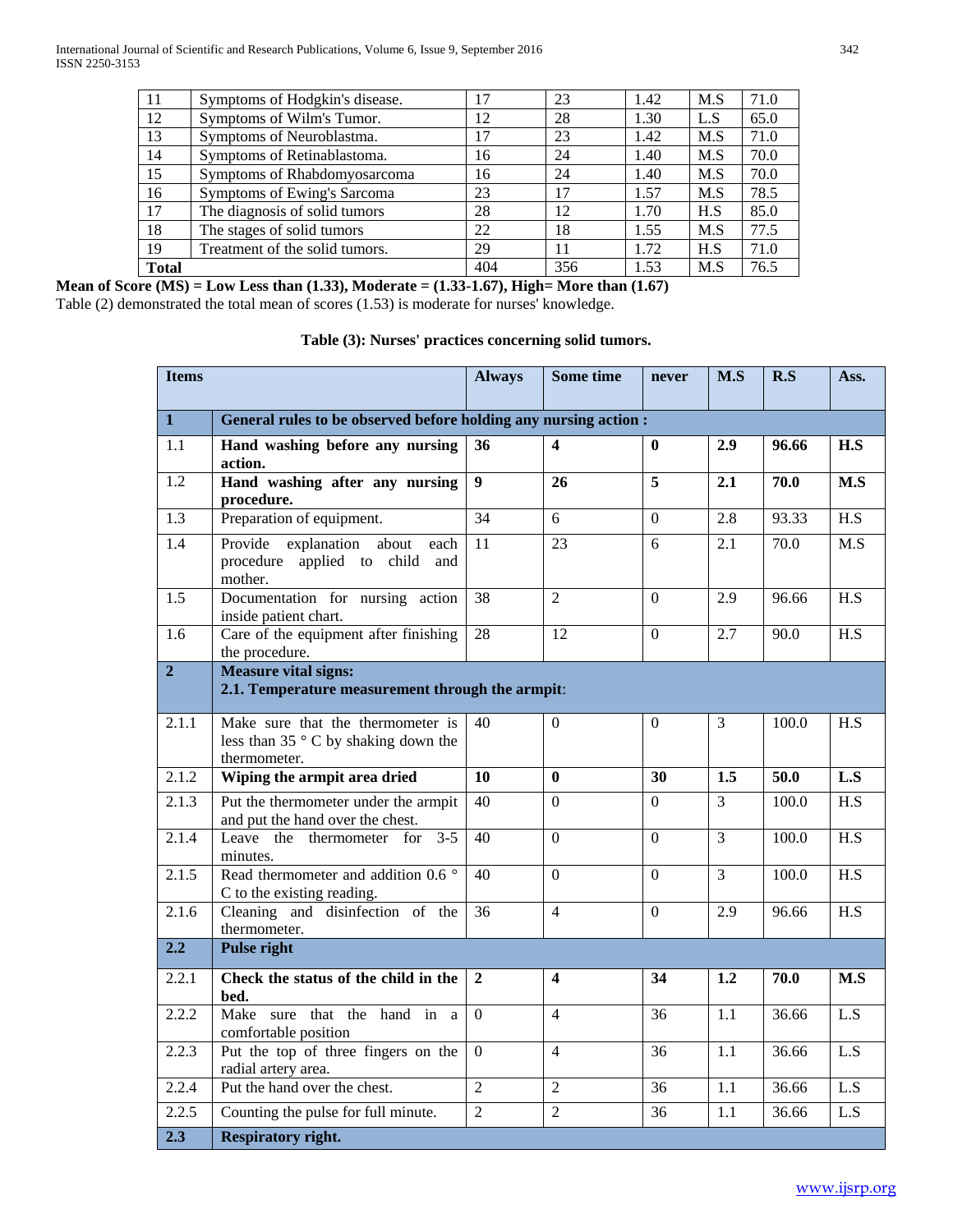| 11 | Symptoms of Hodgkin's disease. | 17 | 23 | 1.42 | M.S | 71.0 |
|---|---|---|---|---|---|---|
| 12 | Symptoms of Wilm's Tumor. | 12 | 28 | 1.30 | L.S | 65.0 |
| 13 | Symptoms of Neuroblastma. | 17 | 23 | 1.42 | M.S | 71.0 |
| 14 | Symptoms of Retinablastoma. | 16 | 24 | 1.40 | M.S | 70.0 |
| 15 | Symptoms of Rhabdomyosarcoma | 16 | 24 | 1.40 | M.S | 70.0 |
| 16 | Symptoms of Ewing's Sarcoma | 23 | 17 | 1.57 | M.S | 78.5 |
| 17 | The diagnosis of solid tumors | 28 | 12 | 1.70 | H.S | 85.0 |
| 18 | The stages of solid tumors | 22 | 18 | 1.55 | M.S | 77.5 |
| 19 | Treatment of the solid tumors. | 29 | 11 | 1.72 | H.S | 71.0 |
| **Total** | | 404 | 356 | 1.53 | M.S | 76.5 |

**Mean of Score (MS) = Low Less than (1.33), Moderate = (1.33-1.67), High= More than (1.67)**

Table (2) demonstrated the total mean of scores (1.53) is moderate for nurses' knowledge.

**Table (3): Nurses' practices concerning solid tumors.**

| **Items** | | **Always** | **Some time** | **never** | **M.S** | **R.S** | **Ass.** |
|---|---|---|---|---|---|---|---|
| **1** | **General rules to be observed before holding any nursing action :** | | | | | | |
| 1.1 | **Hand washing before any nursing action.** | **36** | **4** | **0** | **2.9** | **96.66** | **H.S** |
| 1.2 | **Hand washing after any nursing procedure.** | **9** | **26** | **5** | **2.1** | **70.0** | **M.S** |
| 1.3 | Preparation of equipment. | 34 | 6 | 0 | 2.8 | 93.33 | H.S |
| 1.4 | Provide explanation about each procedure applied to child and mother. | 11 | 23 | 6 | 2.1 | 70.0 | M.S |
| 1.5 | Documentation for nursing action inside patient chart. | 38 | 2 | 0 | 2.9 | 96.66 | H.S |
| 1.6 | Care of the equipment after finishing the procedure. | 28 | 12 | 0 | 2.7 | 90.0 | H.S |
| **2** | **Measure vital signs:** **2.1. Temperature measurement through the armpit**: | | | | | | |
| 2.1.1 | Make sure that the thermometer is less than 35 ° C by shaking down the thermometer. | 40 | 0 | 0 | 3 | 100.0 | H.S |
| 2.1.2 | **Wiping the armpit area dried** | **10** | **0** | **30** | **1.5** | **50.0** | **L.S** |
| 2.1.3 | Put the thermometer under the armpit and put the hand over the chest. | 40 | 0 | 0 | 3 | 100.0 | H.S |
| 2.1.4 | Leave the thermometer for 3-5 minutes. | 40 | 0 | 0 | 3 | 100.0 | H.S |
| 2.1.5 | Read thermometer and addition 0.6 ° C to the existing reading. | 40 | 0 | 0 | 3 | 100.0 | H.S |
| 2.1.6 | Cleaning and disinfection of the thermometer. | 36 | 4 | 0 | 2.9 | 96.66 | H.S |
| **2.2** | **Pulse right** | | | | | | |
| 2.2.1 | **Check the status of the child in the bed.** | **2** | **4** | **34** | **1.2** | **70.0** | **M.S** |
| 2.2.2 | Make sure that the hand in a comfortable position | 0 | 4 | 36 | 1.1 | 36.66 | L.S |
| 2.2.3 | Put the top of three fingers on the radial artery area. | 0 | 4 | 36 | 1.1 | 36.66 | L.S |
| 2.2.4 | Put the hand over the chest. | 2 | 2 | 36 | 1.1 | 36.66 | L.S |
| 2.2.5 | Counting the pulse for full minute. | 2 | 2 | 36 | 1.1 | 36.66 | L.S |
| **2.3** | **Respiratory right.** | | | | | | |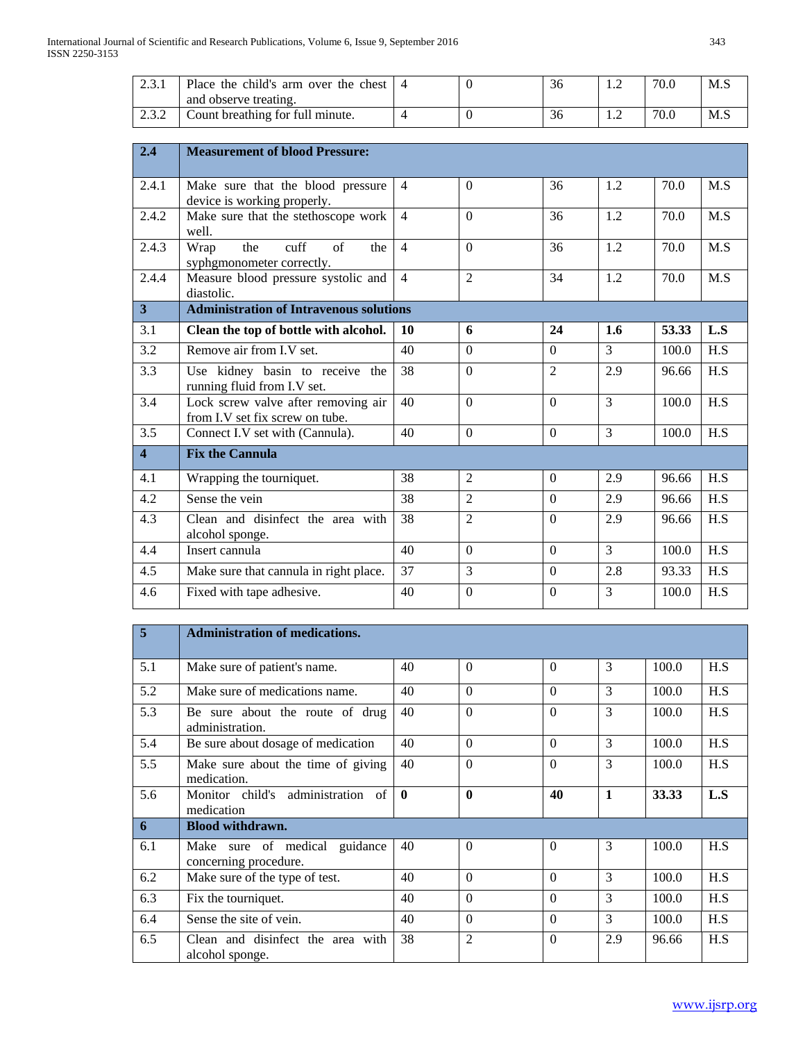| | | | | | | | |
|---|---|---|---|---|---|---|---|
| 2.3.1 | Place the child's arm over the chest and observe treating. | 4 | 0 | 36 | 1.2 | 70.0 | M.S |
| 2.3.2 | Count breathing for full minute. | 4 | 0 | 36 | 1.2 | 70.0 | M.S |

| | | | | | | | |
|---|---|---|---|---|---|---|---|
| **2.4** | **Measurement of blood Pressure:** | | | | | | |
| 2.4.1 | Make sure that the blood pressure device is working properly. | 4 | 0 | 36 | 1.2 | 70.0 | M.S |
| 2.4.2 | Make sure that the stethoscope work well. | 4 | 0 | 36 | 1.2 | 70.0 | M.S |
| 2.4.3 | Wrap the cuff of the syphgmonometer correctly. | 4 | 0 | 36 | 1.2 | 70.0 | M.S |
| 2.4.4 | Measure blood pressure systolic and diastolic. | 4 | 2 | 34 | 1.2 | 70.0 | M.S |
| **3** | **Administration of Intravenous solutions** | | | | | | |
| 3.1 | **Clean the top of bottle with alcohol.** | **10** | **6** | **24** | **1.6** | **53.33** | **L.S** |
| 3.2 | Remove air from I.V set. | 40 | 0 | 0 | 3 | 100.0 | H.S |
| 3.3 | Use kidney basin to receive the running fluid from I.V set. | 38 | 0 | 2 | 2.9 | 96.66 | H.S |
| 3.4 | Lock screw valve after removing air from I.V set fix screw on tube. | 40 | 0 | 0 | 3 | 100.0 | H.S |
| 3.5 | Connect I.V set with (Cannula). | 40 | 0 | 0 | 3 | 100.0 | H.S |
| **4** | **Fix the Cannula** | | | | | | |
| 4.1 | Wrapping the tourniquet. | 38 | 2 | 0 | 2.9 | 96.66 | H.S |
| 4.2 | Sense the vein | 38 | 2 | 0 | 2.9 | 96.66 | H.S |
| 4.3 | Clean and disinfect the area with alcohol sponge. | 38 | 2 | 0 | 2.9 | 96.66 | H.S |
| 4.4 | Insert cannula | 40 | 0 | 0 | 3 | 100.0 | H.S |
| 4.5 | Make sure that cannula in right place. | 37 | 3 | 0 | 2.8 | 93.33 | H.S |
| 4.6 | Fixed with tape adhesive. | 40 | 0 | 0 | 3 | 100.0 | H.S |

| | | | | | | | |
|---|---|---|---|---|---|---|---|
| **5** | **Administration of medications.** | | | | | | |
| 5.1 | Make sure of patient's name. | 40 | 0 | 0 | 3 | 100.0 | H.S |
| 5.2 | Make sure of medications name. | 40 | 0 | 0 | 3 | 100.0 | H.S |
| 5.3 | Be sure about the route of drug administration. | 40 | 0 | 0 | 3 | 100.0 | H.S |
| 5.4 | Be sure about dosage of medication | 40 | 0 | 0 | 3 | 100.0 | H.S |
| 5.5 | Make sure about the time of giving medication. | 40 | 0 | 0 | 3 | 100.0 | H.S |
| 5.6 | Monitor child's administration of medication | **0** | **0** | **40** | **1** | **33.33** | **L.S** |
| **6** | **Blood withdrawn.** | | | | | | |
| 6.1 | Make sure of medical guidance concerning procedure. | 40 | 0 | 0 | 3 | 100.0 | H.S |
| 6.2 | Make sure of the type of test. | 40 | 0 | 0 | 3 | 100.0 | H.S |
| 6.3 | Fix the tourniquet. | 40 | 0 | 0 | 3 | 100.0 | H.S |
| 6.4 | Sense the site of vein. | 40 | 0 | 0 | 3 | 100.0 | H.S |
| 6.5 | Clean and disinfect the area with alcohol sponge. | 38 | 2 | 0 | 2.9 | 96.66 | H.S |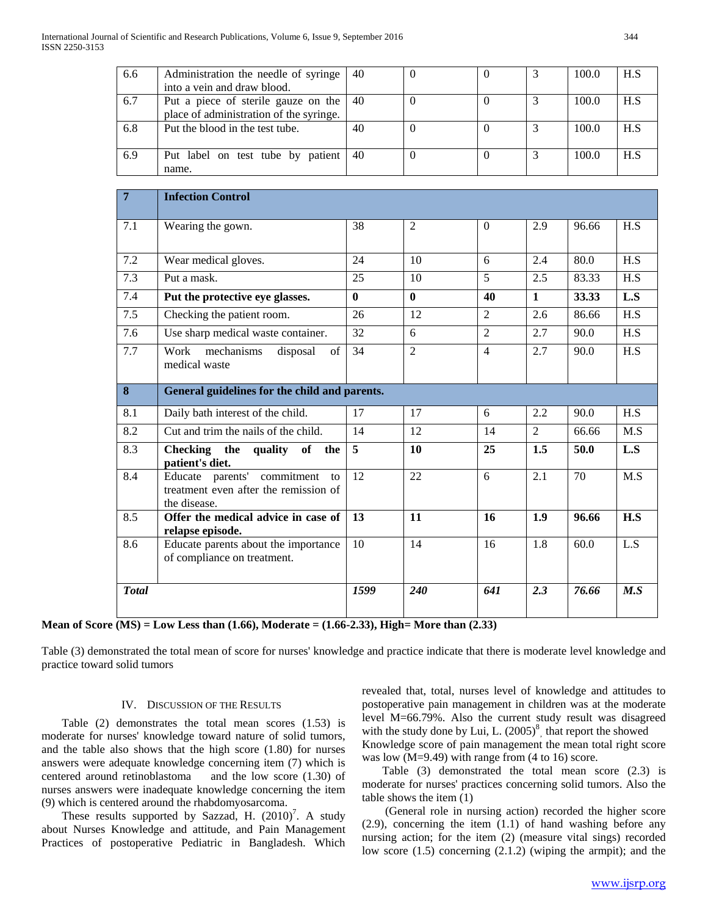| 6.6 | Administration the needle of syringe into a vein and draw blood. | 40 | 0 | 0 | 3 | 100.0 | H.S |
|---|---|---|---|---|---|---|---|
| 6.7 | Put a piece of sterile gauze on the place of administration of the syringe. | 40 | 0 | 0 | 3 | 100.0 | H.S |
| 6.8 | Put the blood in the test tube. | 40 | 0 | 0 | 3 | 100.0 | H.S |
| 6.9 | Put label on test tube by patient name. | 40 | 0 | 0 | 3 | 100.0 | H.S |
| **7** | **Infection Control** | | | | | | |
| 7.1 | Wearing the gown. | 38 | 2 | 0 | 2.9 | 96.66 | H.S |
| 7.2 | Wear medical gloves. | 24 | 10 | 6 | 2.4 | 80.0 | H.S |
| 7.3 | Put a mask. | 25 | 10 | 5 | 2.5 | 83.33 | H.S |
| 7.4 | **Put the protective eye glasses.** | **0** | **0** | **40** | **1** | **33.33** | **L.S** |
| 7.5 | Checking the patient room. | 26 | 12 | 2 | 2.6 | 86.66 | H.S |
| 7.6 | Use sharp medical waste container. | 32 | 6 | 2 | 2.7 | 90.0 | H.S |
| 7.7 | Work mechanisms disposal of medical waste | 34 | 2 | 4 | 2.7 | 90.0 | H.S |
| **8** | **General guidelines for the child and parents.** | | | | | | |
| 8.1 | Daily bath interest of the child. | 17 | 17 | 6 | 2.2 | 90.0 | H.S |
| 8.2 | Cut and trim the nails of the child. | 14 | 12 | 14 | 2 | 66.66 | M.S |
| 8.3 | **Checking the quality of the patient's diet.** | **5** | **10** | **25** | **1.5** | **50.0** | **L.S** |
| 8.4 | Educate parents' commitment to treatment even after the remission of the disease. | 12 | 22 | 6 | 2.1 | 70 | M.S |
| 8.5 | **Offer the medical advice in case of relapse episode.** | **13** | **11** | **16** | **1.9** | **96.66** | **H.S** |
| 8.6 | Educate parents about the importance of compliance on treatment. | 10 | 14 | 16 | 1.8 | 60.0 | L.S |
| ***Total*** | | ***1599*** | ***240*** | ***641*** | ***2.3*** | ***76.66*** | ***M.S*** |

**Mean of Score (MS) = Low Less than (1.66), Moderate = (1.66-2.33), High= More than (2.33)**

Table (3) demonstrated the total mean of score for nurses' knowledge and practice indicate that there is moderate level knowledge and practice toward solid tumors

## IV. Discussion of the Results

Table (2) demonstrates the total mean scores (1.53) is moderate for nurses' knowledge toward nature of solid tumors, and the table also shows that the high score (1.80) for nurses answers were adequate knowledge concerning item (7) which is centered around retinoblastoma and the low score (1.30) of nurses answers were inadequate knowledge concerning the item (9) which is centered around the rhabdomyosarcoma.

These results supported by Sazzad, H. (2010)[7]. A study about Nurses Knowledge and attitude, and Pain Management Practices of postoperative Pediatric in Bangladesh. Which revealed that, total, nurses level of knowledge and attitudes to postoperative pain management in children was at the moderate level M=66.79%. Also the current study result was disagreed with the study done by Lui, L. (2005)[8], that report the showed Knowledge score of pain management the mean total right score was low (M=9.49) with range from (4 to 16) score.

Table (3) demonstrated the total mean score (2.3) is moderate for nurses' practices concerning solid tumors. Also the table shows the item (1)

(General role in nursing action) recorded the higher score (2.9), concerning the item (1.1) of hand washing before any nursing action; for the item (2) (measure vital sings) recorded low score (1.5) concerning (2.1.2) (wiping the armpit); and the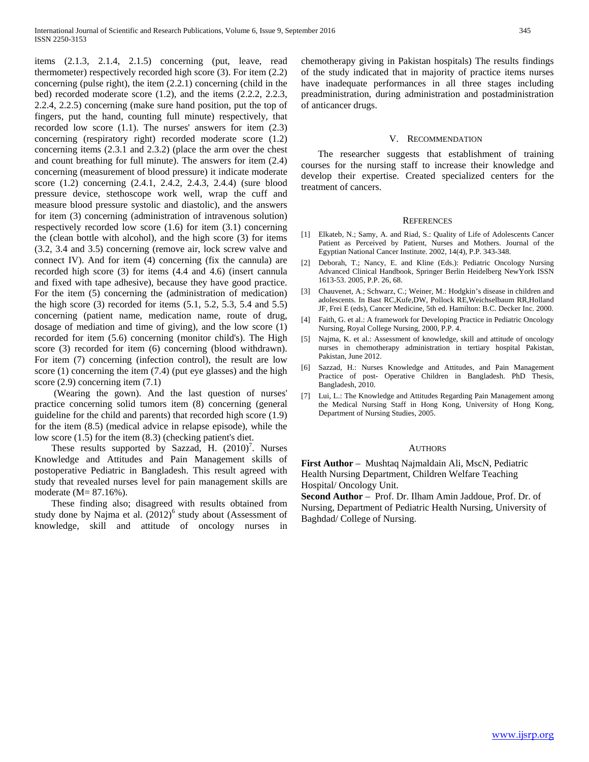items (2.1.3, 2.1.4, 2.1.5) concerning (put, leave, read thermometer) respectively recorded high score (3). For item (2.2) concerning (pulse right), the item (2.2.1) concerning (child in the bed) recorded moderate score (1.2), and the items (2.2.2, 2.2.3, 2.2.4, 2.2.5) concerning (make sure hand position, put the top of fingers, put the hand, counting full minute) respectively, that recorded low score (1.1). The nurses' answers for item (2.3) concerning (respiratory right) recorded moderate score (1.2) concerning items (2.3.1 and 2.3.2) (place the arm over the chest and count breathing for full minute). The answers for item (2.4) concerning (measurement of blood pressure) it indicate moderate score (1.2) concerning (2.4.1, 2.4.2, 2.4.3, 2.4.4) (sure blood pressure device, stethoscope work well, wrap the cuff and measure blood pressure systolic and diastolic), and the answers for item (3) concerning (administration of intravenous solution) respectively recorded low score (1.6) for item (3.1) concerning the (clean bottle with alcohol), and the high score (3) for items (3.2, 3.4 and 3.5) concerning (remove air, lock screw valve and connect IV). And for item (4) concerning (fix the cannula) are recorded high score (3) for items (4.4 and 4.6) (insert cannula and fixed with tape adhesive), because they have good practice. For the item (5) concerning the (administration of medication) the high score (3) recorded for items (5.1, 5.2, 5.3, 5.4 and 5.5) concerning (patient name, medication name, route of drug, dosage of mediation and time of giving), and the low score (1) recorded for item (5.6) concerning (monitor child's). The High score (3) recorded for item (6) concerning (blood withdrawn). For item (7) concerning (infection control), the result are low score (1) concerning the item (7.4) (put eye glasses) and the high score (2.9) concerning item (7.1)

(Wearing the gown). And the last question of nurses' practice concerning solid tumors item (8) concerning (general guideline for the child and parents) that recorded high score (1.9) for the item (8.5) (medical advice in relapse episode), while the low score (1.5) for the item (8.3) (checking patient's diet.

These results supported by Sazzad, H. (2010)[7]. Nurses Knowledge and Attitudes and Pain Management skills of postoperative Pediatric in Bangladesh. This result agreed with study that revealed nurses level for pain management skills are moderate (M= 87.16%).

These finding also; disagreed with results obtained from study done by Najma et al. (2012)[6] study about (Assessment of knowledge, skill and attitude of oncology nurses in chemotherapy giving in Pakistan hospitals) The results findings of the study indicated that in majority of practice items nurses have inadequate performances in all three stages including preadministration, during administration and postadministration of anticancer drugs.

## V. Recommendation

The researcher suggests that establishment of training courses for the nursing staff to increase their knowledge and develop their expertise. Created specialized centers for the treatment of cancers.

## References

[1] Elkateb, N.; Samy, A. and Riad, S.: Quality of Life of Adolescents Cancer Patient as Perceived by Patient, Nurses and Mothers. Journal of the Egyptian National Cancer Institute. 2002, 14(4), P.P. 343-348.

[2] Deborah, T.; Nancy, E. and Kline (Eds.): Pediatric Oncology Nursing Advanced Clinical Handbook, Springer Berlin Heidelberg NewYork ISSN 1613-53. 2005, P.P. 26, 68.

[3] Chauvenet, A.; Schwarz, C.; Weiner, M.: Hodgkin's disease in children and adolescents. In Bast RC,Kufe,DW, Pollock RE,Weichselbaum RR,Holland JF, Frei E (eds), Cancer Medicine, 5th ed. Hamilton: B.C. Decker Inc. 2000.

[4] Faith, G. et al.: A framework for Developing Practice in Pediatric Oncology Nursing, Royal College Nursing, 2000, P.P. 4.

[5] Najma, K. et al.: Assessment of knowledge, skill and attitude of oncology nurses in chemotherapy administration in tertiary hospital Pakistan, Pakistan, June 2012.

[6] Sazzad, H.: Nurses Knowledge and Attitudes, and Pain Management Practice of post- Operative Children in Bangladesh. PhD Thesis, Bangladesh, 2010.

[7] Lui, L.: The Knowledge and Attitudes Regarding Pain Management among the Medical Nursing Staff in Hong Kong, University of Hong Kong, Department of Nursing Studies, 2005.

## Authors

**First Author** – Mushtaq Najmaldain Ali, MscN, Pediatric Health Nursing Department, Children Welfare Teaching Hospital/ Oncology Unit.

**Second Author** – Prof. Dr. Ilham Amin Jaddoue, Prof. Dr. of Nursing, Department of Pediatric Health Nursing, University of Baghdad/ College of Nursing.